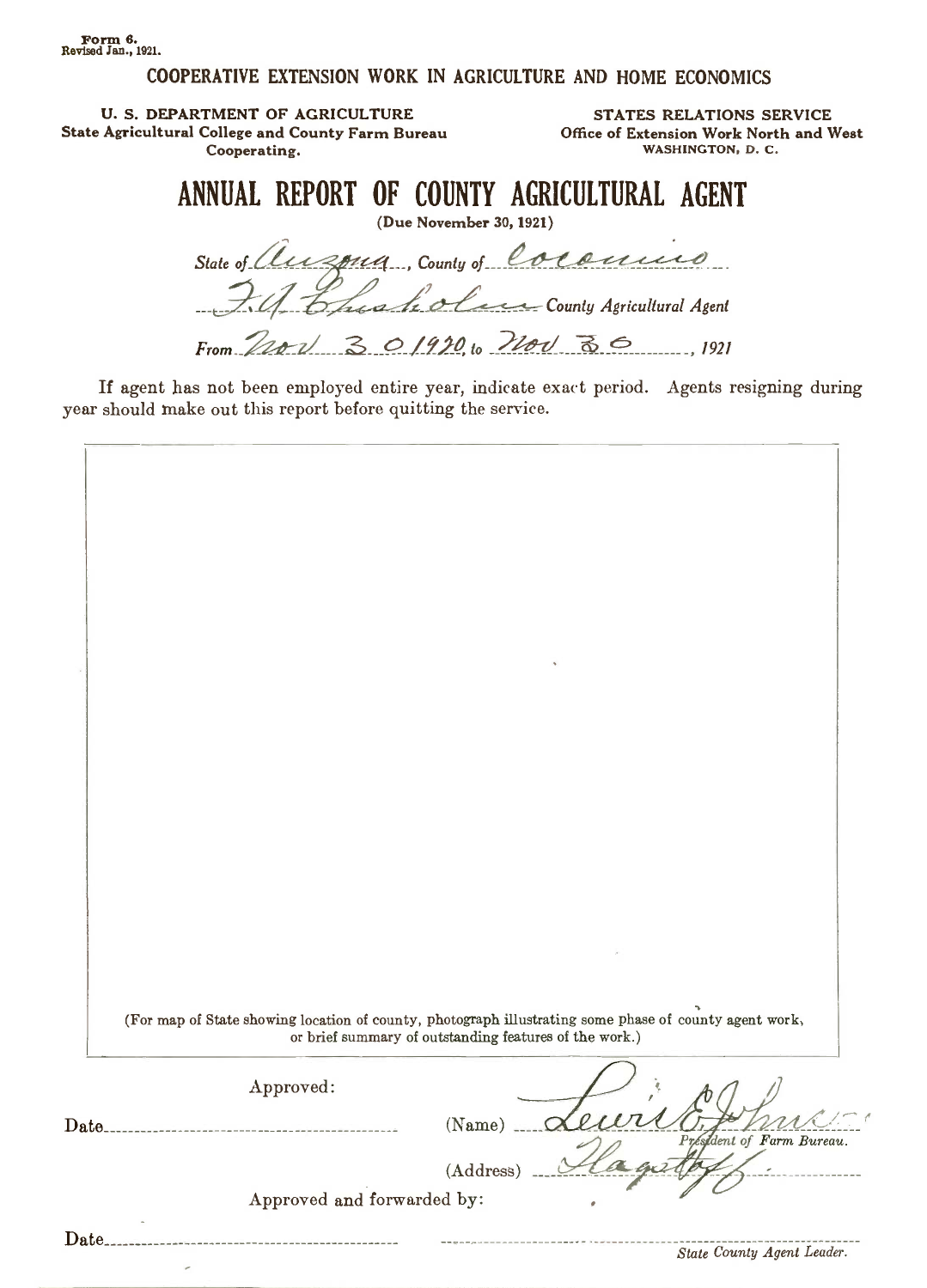Form 6.
Revised Jan., 1921.

COOPERATIVE EXTENSION WORK IN AGRICULTURE AND HOME ECONOMICS

U. S. DEPARTMENT OF AGRICULTURE
State Agricultural College and County Farm Bureau
Cooperating.

STATES RELATIONS SERVICE
Office of Extension Work North and West
WASHINGTON, D. C.

# ANNUAL REPORT OF COUNTY AGRICULTURAL AGENT

(Due November 30, 1921)

*State of* Arizona, *County of* Coconino

F. A. Chisholm *County Agricultural Agent*

*From* Nov 30 1920, *to* Nov 30, *1921*

If agent has not been employed entire year, indicate exact period. Agents resigning during year should make out this report before quitting the service.

(For map of State showing location of county, photograph illustrating some phase of county agent work, or brief summary of outstanding features of the work.)

Approved:

Date

(Name) Lewis E. Johnson
*President of Farm Bureau.*

(Address) Flagstaff.

Approved and forwarded by:

Date

*State County Agent Leader.*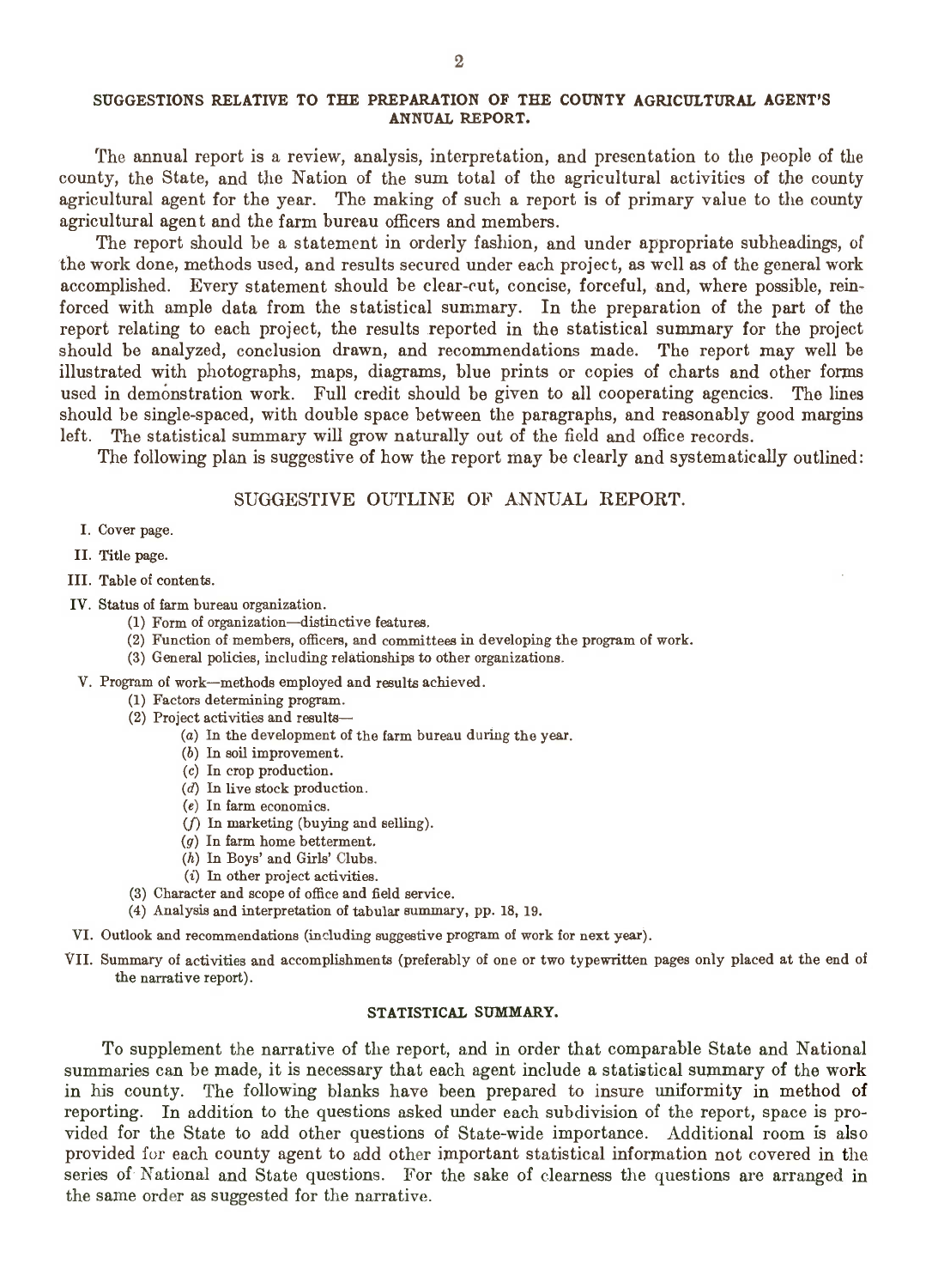## SUGGESTIONS RELATIVE TO THE PREPARATION OF THE COUNTY AGRICULTURAL AGENT'S ANNUAL REPORT.

The annual report is a review, analysis, interpretation, and presentation to the people of the county, the State, and the Nation of the sum total of the agricultural activities of the county agricultural agent for the year. The making of such a report is of primary value to the county agricultural agent and the farm bureau officers and members.

The report should be a statement in orderly fashion, and under appropriate subheadings, of the work done, methods used, and results secured under each project, as well as of the general work accomplished. Every statement should be clear-cut, concise, forceful, and, where possible, reinforced with ample data from the statistical summary. In the preparation of the part of the report relating to each project, the results reported in the statistical summary for the project should be analyzed, conclusion drawn, and recommendations made. The report may well be illustrated with photographs, maps, diagrams, blue prints or copies of charts and other forms used in demonstration work. Full credit should be given to all cooperating agencies. The lines should be single-spaced, with double space between the paragraphs, and reasonably good margins left. The statistical summary will grow naturally out of the field and office records.

The following plan is suggestive of how the report may be clearly and systematically outlined:

## SUGGESTIVE OUTLINE OF ANNUAL REPORT.

I. Cover page.

II. Title page.

III. Table of contents.

IV. Status of farm bureau organization.
- (1) Form of organization—distinctive features.
- (2) Function of members, officers, and committees in developing the program of work.
- (3) General policies, including relationships to other organizations.

V. Program of work—methods employed and results achieved.
- (1) Factors determining program.
- (2) Project activities and results—
  - (*a*) In the development of the farm bureau during the year.
  - (*b*) In soil improvement.
  - (*c*) In crop production.
  - (*d*) In live stock production.
  - (*e*) In farm economics.
  - (*f*) In marketing (buying and selling).
  - (*g*) In farm home betterment.
  - (*h*) In Boys' and Girls' Clubs.
  - (*i*) In other project activities.
- (3) Character and scope of office and field service.
- (4) Analysis and interpretation of tabular summary, pp. 18, 19.

VI. Outlook and recommendations (including suggestive program of work for next year).

VII. Summary of activities and accomplishments (preferably of one or two typewritten pages only placed at the end of the narrative report).

## STATISTICAL SUMMARY.

To supplement the narrative of the report, and in order that comparable State and National summaries can be made, it is necessary that each agent include a statistical summary of the work in his county. The following blanks have been prepared to insure uniformity in method of reporting. In addition to the questions asked under each subdivision of the report, space is provided for the State to add other questions of State-wide importance. Additional room is also provided for each county agent to add other important statistical information not covered in the series of National and State questions. For the sake of clearness the questions are arranged in the same order as suggested for the narrative.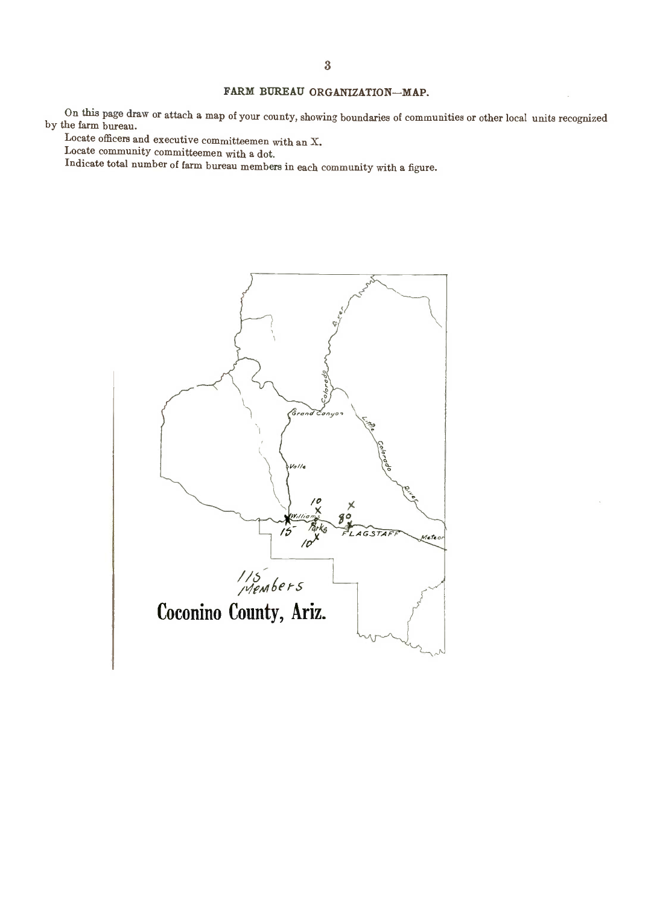## FARM BUREAU ORGANIZATION—MAP.

On this page draw or attach a map of your county, showing boundaries of communities or other local units recognized by the farm bureau.

Locate officers and executive committeemen with an X.

Locate community committeemen with a dot.

Indicate total number of farm bureau members in each community with a figure.

Colorado River

Grand Canyon

Little Colorado River

Valle

10

X

X

80

X Williams

15

Parks

10 X

FLAGSTAFF

Meteor

115 Members

**Coconino County, Ariz.**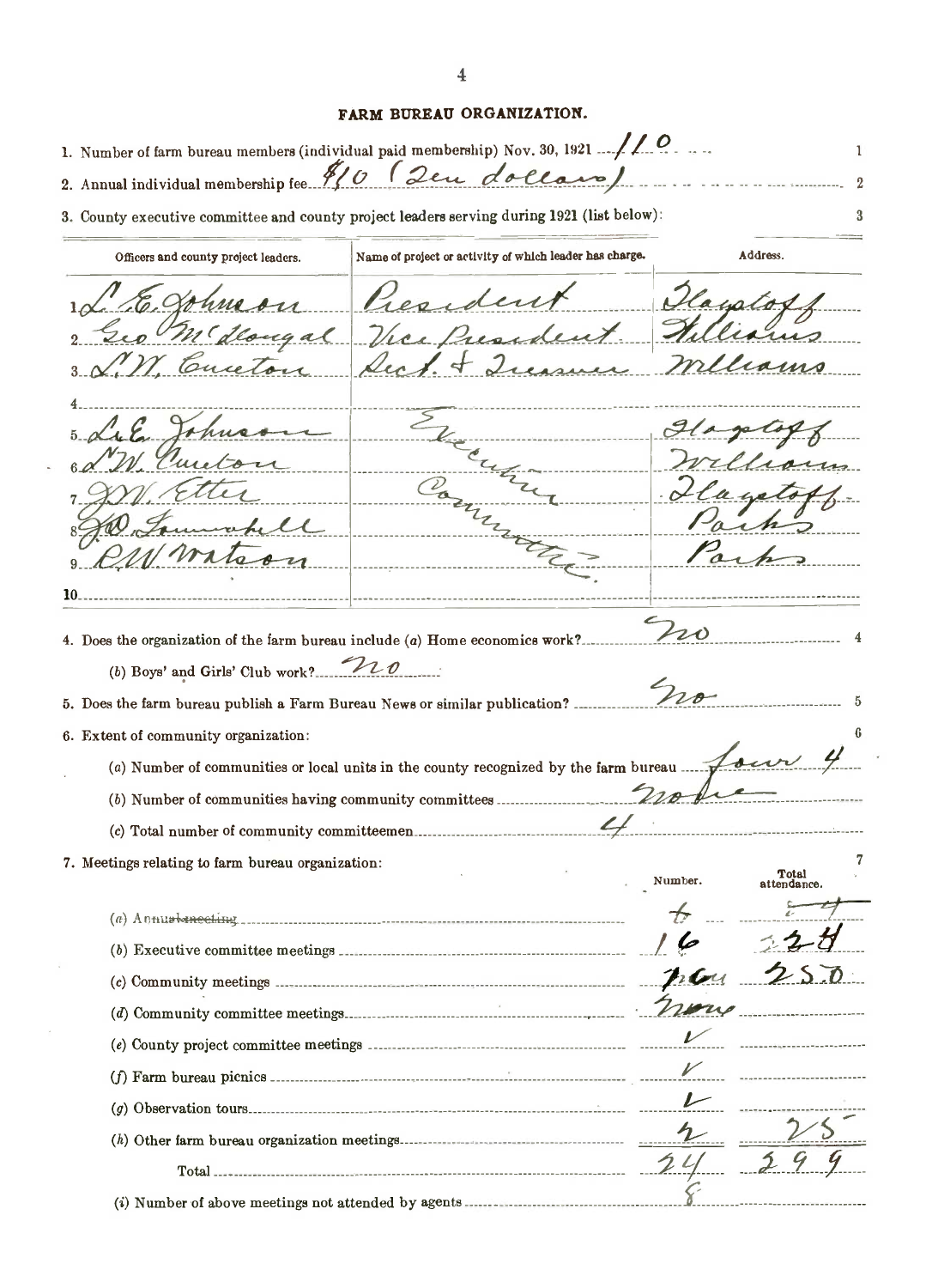## FARM BUREAU ORGANIZATION.

1. Number of farm bureau members (individual paid membership) Nov. 30, 1921 110 — 1
2. Annual individual membership fee $10 (Ten dollars) — 2
3. County executive committee and county project leaders serving during 1921 (list below): — 3

| Officers and county project leaders. | Name of project or activity of which leader has charge. | Address. |
|---|---|---|
| 1. L. E. Johnson | President | Flagstaff |
| 2. Geo McDougal | Vice President | Williams |
| 3. L. W. Cureton | Sect. & Treasurer | Williams |
| 4. | | |
| 5. L. E. Johnson | Executive Committee | Flagstaff |
| 6. L. W. Cureton | | Williams |
| 7. J. W. Etter | | Flagstaff |
| 8. J. D. Lummbell | | Parks |
| 9. C. W. Watson | | Parks |
| 10. | | |

4. Does the organization of the farm bureau include (a) Home economics work? No — 4
   (b) Boys' and Girls' Club work? no
5. Does the farm bureau publish a Farm Bureau News or similar publication? No — 5
6. Extent of community organization: — 6
   (a) Number of communities or local units in the county recognized by the farm bureau four 4
   (b) Number of communities having community committees none
   (c) Total number of community committeemen 4
7. Meetings relating to farm bureau organization: — 7

| | Number. | Total attendance. |
|---|---|---|
| (a) ~~Annual meeting~~ | ~~+~~ | ~~4~~ |
| (b) Executive committee meetings | 16 | 24 |
| (c) Community meetings | two | 250 |
| (d) Community committee meetings | none | |
| (e) County project committee meetings | ✓ | |
| (f) Farm bureau picnics | ✓ | |
| (g) Observation tours | ✓ | |
| (h) Other farm bureau organization meetings | 2 | 25 |
| Total | 24 | 299 |
| (i) Number of above meetings not attended by agents | 8 | |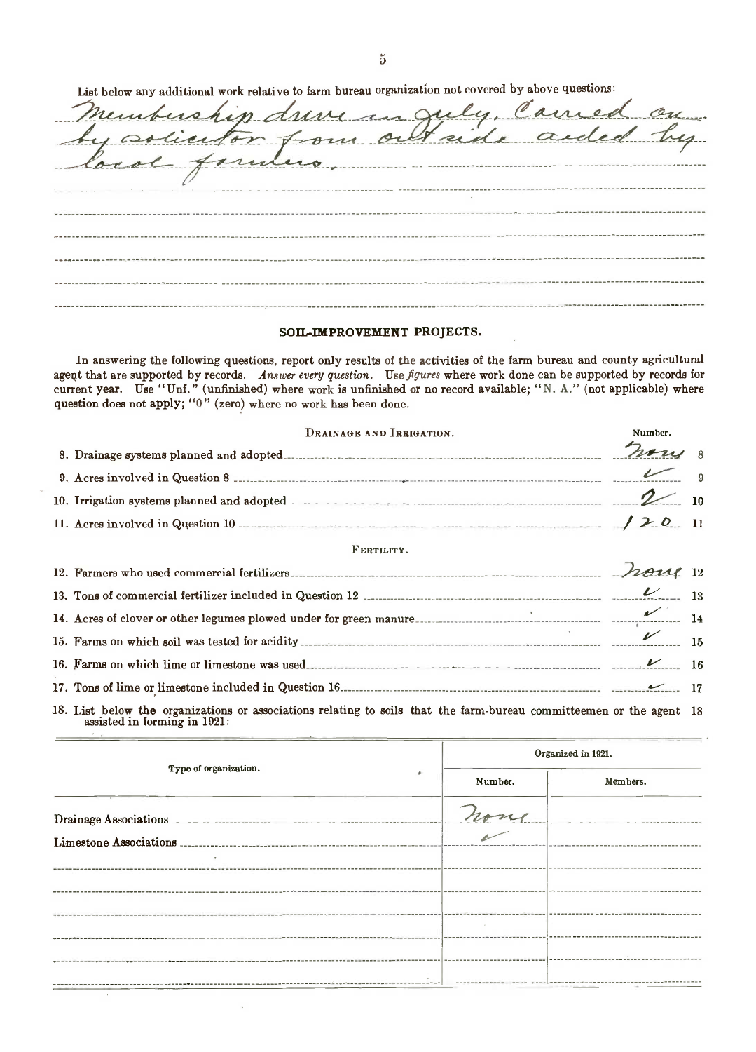List below any additional work relative to farm bureau organization not covered by above questions:

Membership drive in July. Carried on by solicitor from outside aided by local farmers.

## SOIL-IMPROVEMENT PROJECTS.

In answering the following questions, report only results of the activities of the farm bureau and county agricultural agent that are supported by records. *Answer every question.* Use *figures* where work done can be supported by records for current year. Use "Unf." (unfinished) where work is unfinished or no record available; "N. A." (not applicable) where question does not apply; "0" (zero) where no work has been done.

### DRAINAGE AND IRRIGATION.

| | Number. | |
|---|---|---|
| 8. Drainage systems planned and adopted | None | 8 |
| 9. Acres involved in Question 8 | ✓ | 9 |
| 10. Irrigation systems planned and adopted | 2 | 10 |
| 11. Acres involved in Question 10 | 120 | 11 |

### FERTILITY.

| | | |
|---|---|---|
| 12. Farmers who used commercial fertilizers | None | 12 |
| 13. Tons of commercial fertilizer included in Question 12 | ✓ | 13 |
| 14. Acres of clover or other legumes plowed under for green manure | ✓ | 14 |
| 15. Farms on which soil was tested for acidity | ✓ | 15 |
| 16. Farms on which lime or limestone was used | ✓ | 16 |
| 17. Tons of lime or limestone included in Question 16 | ✓ | 17 |

18. List below the organizations or associations relating to soils that the farm-bureau committeemen or the agent assisted in forming in 1921: 18

| Type of organization. | Organized in 1921. | |
|---|---|---|
| | Number. | Members. |
| Drainage Associations | None | |
| Limestone Associations | ✓ | |
| | | |
| | | |
| | | |
| | | |
| | | |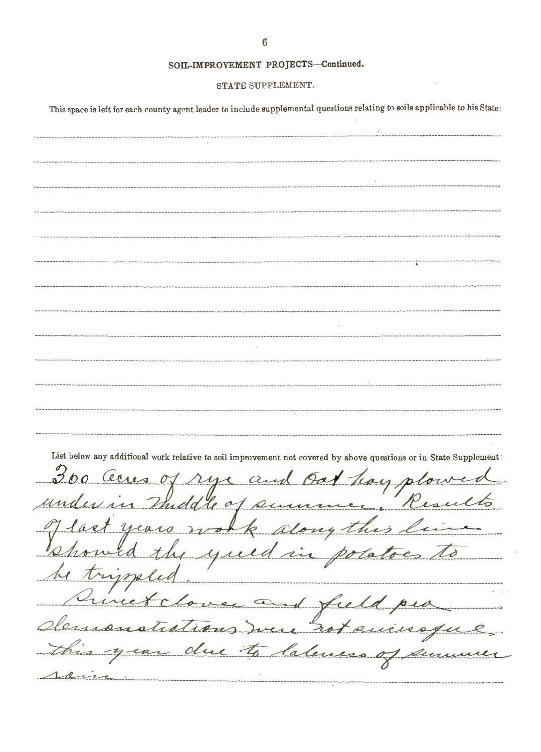## SOIL-IMPROVEMENT PROJECTS—Continued.

### STATE SUPPLEMENT.

This space is left for each county agent leader to include supplemental questions relating to soils applicable to his State:

List below any additional work relative to soil improvement not covered by above questions or in State Supplement:

300 acres of rye and oat hay plowed under in middle of summer. Results of last years work along this line showed the yield in potatoes to be trippled.

Sweet clover and field pea demonstrations were not sucessful this year due to lateness of summer rain.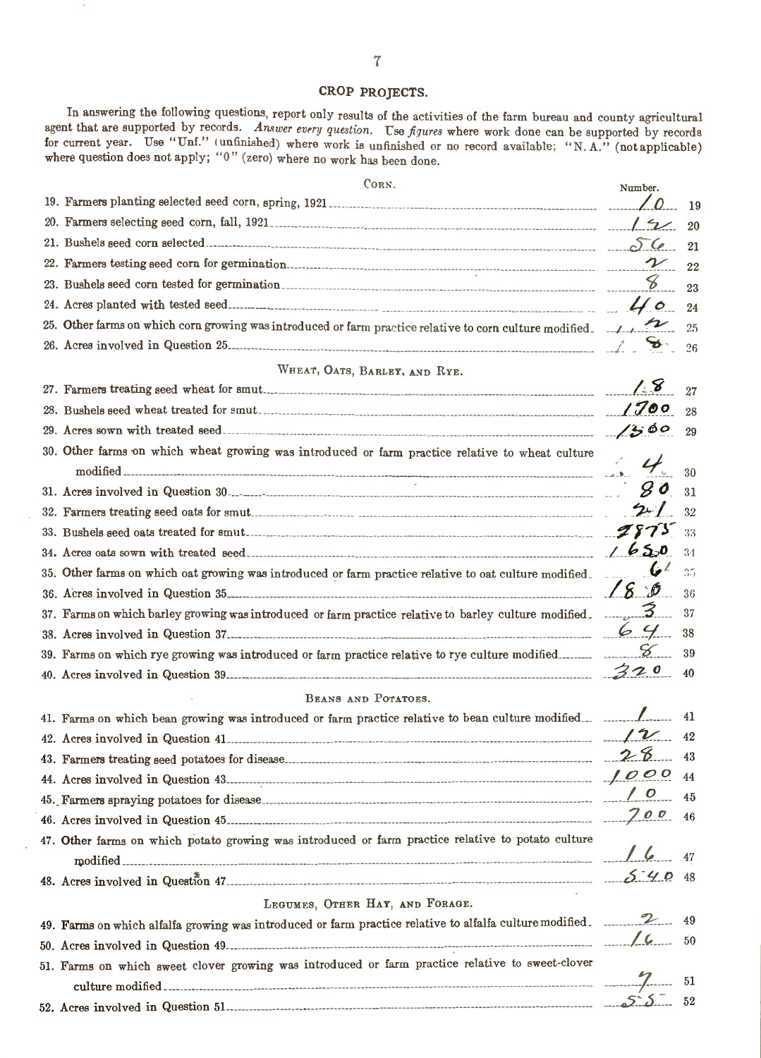## CROP PROJECTS.

In answering the following questions, report only results of the activities of the farm bureau and county agricultural agent that are supported by records. *Answer every question.* Use *figures* where work done can be supported by records for current year. Use "Unf." (unfinished) where work is unfinished or no record available; "N. A." (not applicable) where question does not apply; "0" (zero) where no work has been done.

| | Number. | |
|---|---|---|
| **CORN.** | | |
| 19. Farmers planting selected seed corn, spring, 1921 | 10 | 19 |
| 20. Farmers selecting seed corn, fall, 1921 | 12 | 20 |
| 21. Bushels seed corn selected | 56 | 21 |
| 22. Farmers testing seed corn for germination | 2 | 22 |
| 23. Bushels seed corn tested for germination | 8 | 23 |
| 24. Acres planted with tested seed | 40 | 24 |
| 25. Other farms on which corn growing was introduced or farm practice relative to corn culture modified | 2 | 25 |
| 26. Acres involved in Question 25 | 8 | 26 |
| **WHEAT, OATS, BARLEY, AND RYE.** | | |
| 27. Farmers treating seed wheat for smut | 18 | 27 |
| 28. Bushels seed wheat treated for smut | 1700 | 28 |
| 29. Acres sown with treated seed | 1300 | 29 |
| 30. Other farms on which wheat growing was introduced or farm practice relative to wheat culture modified | 4 | 30 |
| 31. Acres involved in Question 30 | 80 | 31 |
| 32. Farmers treating seed oats for smut | 21 | 32 |
| 33. Bushels seed oats treated for smut | 2875 | 33 |
| 34. Acres oats sown with treated seed | 1650 | 34 |
| 35. Other farms on which oat growing was introduced or farm practice relative to oat culture modified | 6 | 35 |
| 36. Acres involved in Question 35 | 180 | 36 |
| 37. Farms on which barley growing was introduced or farm practice relative to barley culture modified | 3 | 37 |
| 38. Acres involved in Question 37 | 64 | 38 |
| 39. Farms on which rye growing was introduced or farm practice relative to rye culture modified | 8 | 39 |
| 40. Acres involved in Question 39 | 320 | 40 |
| **BEANS AND POTATOES.** | | |
| 41. Farms on which bean growing was introduced or farm practice relative to bean culture modified | 1 | 41 |
| 42. Acres involved in Question 41 | 12 | 42 |
| 43. Farmers treating seed potatoes for disease | 28 | 43 |
| 44. Acres involved in Question 43 | 1000 | 44 |
| 45. Farmers spraying potatoes for disease | 10 | 45 |
| 46. Acres involved in Question 45 | 700 | 46 |
| 47. Other farms on which potato growing was introduced or farm practice relative to potato culture modified | 16 | 47 |
| 48. Acres involved in Question 47 | 540 | 48 |
| **LEGUMES, OTHER HAY, AND FORAGE.** | | |
| 49. Farms on which alfalfa growing was introduced or farm practice relative to alfalfa culture modified | 2 | 49 |
| 50. Acres involved in Question 49 | 16 | 50 |
| 51. Farms on which sweet clover growing was introduced or farm practice relative to sweet-clover culture modified | 7 | 51 |
| 52. Acres involved in Question 51 | 55 | 52 |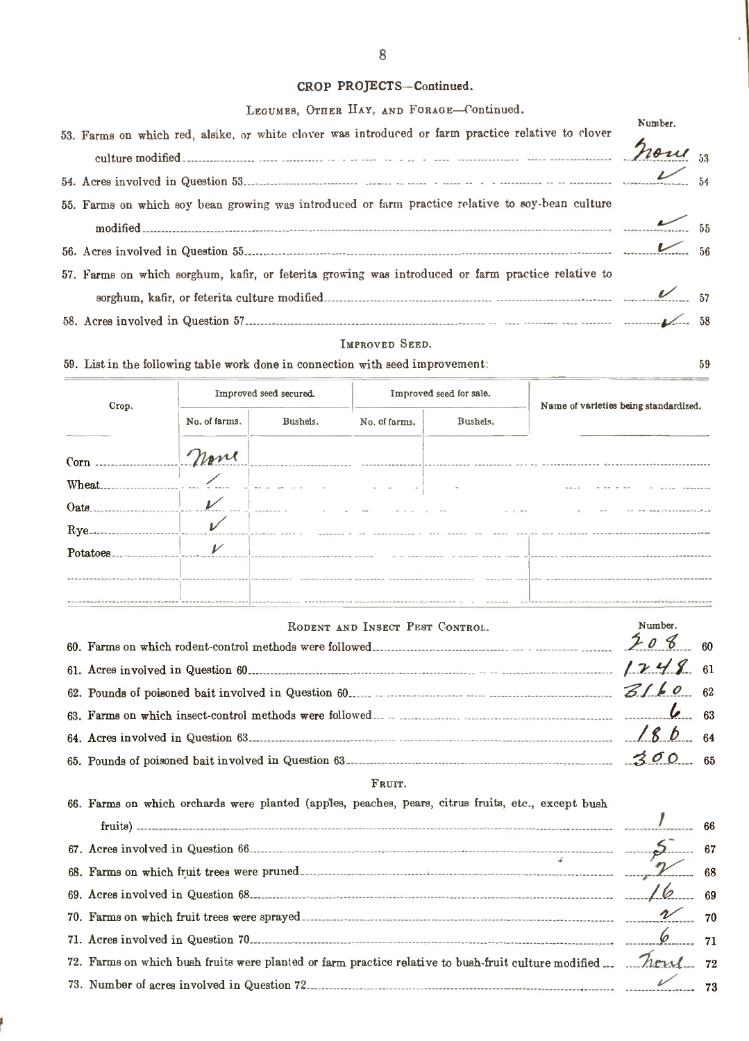## CROP PROJECTS—Continued.

### Legumes, Other Hay, and Forage—Continued.

| | Number. | |
|---|---|---|
| 53. Farms on which red, alsike, or white clover was introduced or farm practice relative to clover culture modified | None | 53 |
| 54. Acres involved in Question 53 | ✓ | 54 |
| 55. Farms on which soy bean growing was introduced or farm practice relative to soy-bean culture modified | ✓ | 55 |
| 56. Acres involved in Question 55 | ✓ | 56 |
| 57. Farms on which sorghum, kafir, or feterita growing was introduced or farm practice relative to sorghum, kafir, or feterita culture modified | ✓ | 57 |
| 58. Acres involved in Question 57 | ✓ | 58 |

### Improved Seed.

59. List in the following table work done in connection with seed improvement: 59

| Crop. | Improved seed secured. | | Improved seed for sale. | | Name of varieties being standardized. |
|---|---|---|---|---|---|
| | No. of farms. | Bushels. | No. of farms. | Bushels. | |
| Corn | None | | | | |
| Wheat | / | | | | |
| Oats | ✓ | | | | |
| Rye | ✓ | | | | |
| Potatoes | ✓ | | | | |
| | | | | | |
| | | | | | |

### Rodent and Insect Pest Control.

| | Number. | |
|---|---|---|
| 60. Farms on which rodent-control methods were followed | 208 | 60 |
| 61. Acres involved in Question 60 | 1248 | 61 |
| 62. Pounds of poisoned bait involved in Question 60 | 3160 | 62 |
| 63. Farms on which insect-control methods were followed | 6 | 63 |
| 64. Acres involved in Question 63 | 186 | 64 |
| 65. Pounds of poisoned bait involved in Question 63 | 300 | 65 |

### Fruit.

| | Number. | |
|---|---|---|
| 66. Farms on which orchards were planted (apples, peaches, pears, citrus fruits, etc., except bush fruits) | 1 | 66 |
| 67. Acres involved in Question 66 | 5 | 67 |
| 68. Farms on which fruit trees were pruned | 2 | 68 |
| 69. Acres involved in Question 68 | 16 | 69 |
| 70. Farms on which fruit trees were sprayed | 2 | 70 |
| 71. Acres involved in Question 70 | 6 | 71 |
| 72. Farms on which bush fruits were planted or farm practice relative to bush-fruit culture modified | None | 72 |
| 73. Number of acres involved in Question 72 | ✓ | 73 |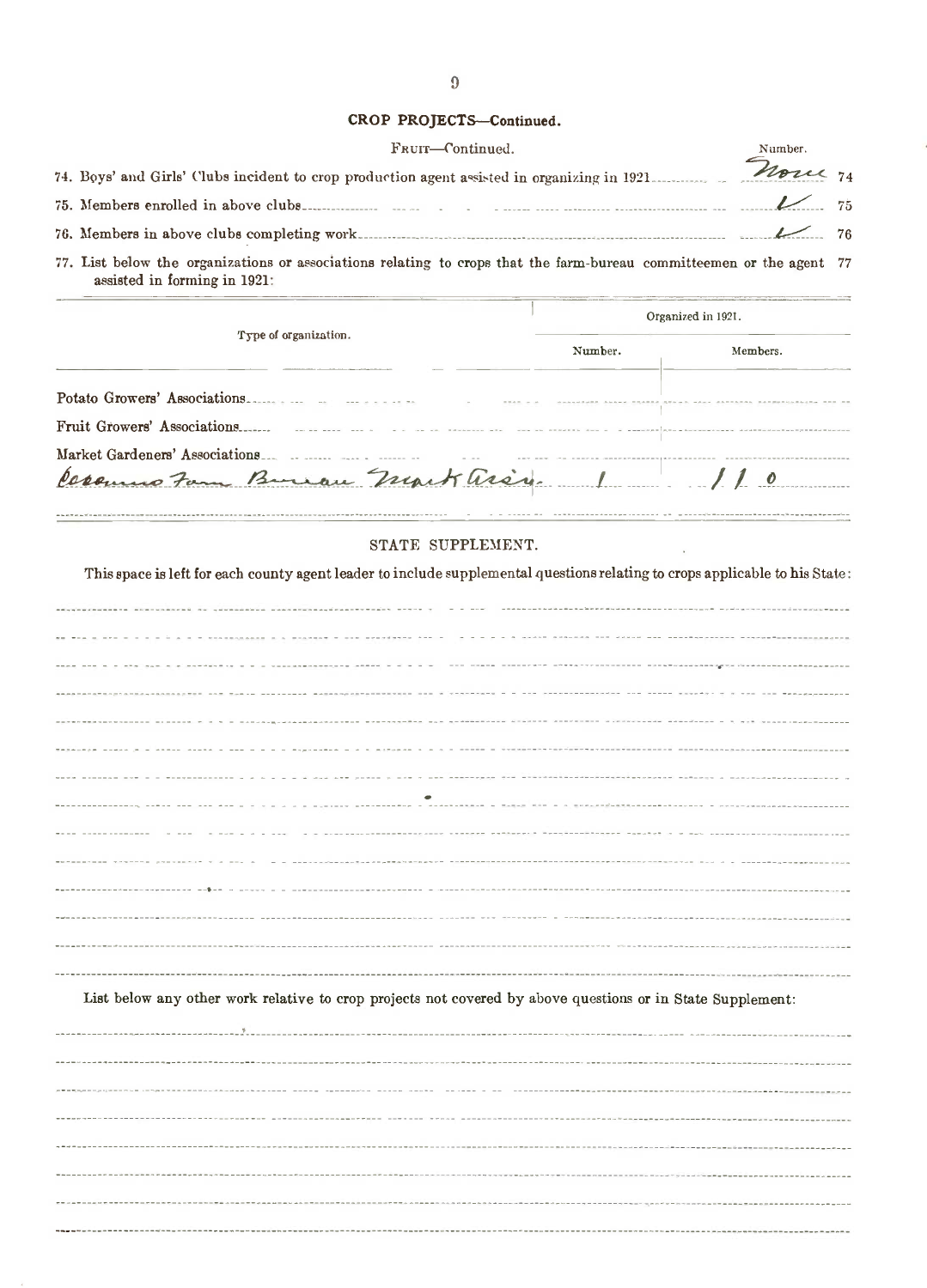## CROP PROJECTS—Continued.

FRUIT—Continued.

| | Number. | |
|---|---|---|
| 74. Boys' and Girls' Clubs incident to crop production agent assisted in organizing in 1921 | None | 74 |
| 75. Members enrolled in above clubs | ✓ | 75 |
| 76. Members in above clubs completing work | ✓ | 76 |

77. List below the organizations or associations relating to crops that the farm-bureau committeemen or the agent assisted in forming in 1921: 77

| Type of organization. | Organized in 1921. | |
|---|---|---|
| | Number. | Members. |
| Potato Growers' Associations | | |
| Fruit Growers' Associations | | |
| Market Gardeners' Associations | | |
| Cosumnes Farm Bureau Mark Assn. | 1 | 110 |

### STATE SUPPLEMENT.

This space is left for each county agent leader to include supplemental questions relating to crops applicable to his State:

List below any other work relative to crop projects not covered by above questions or in State Supplement: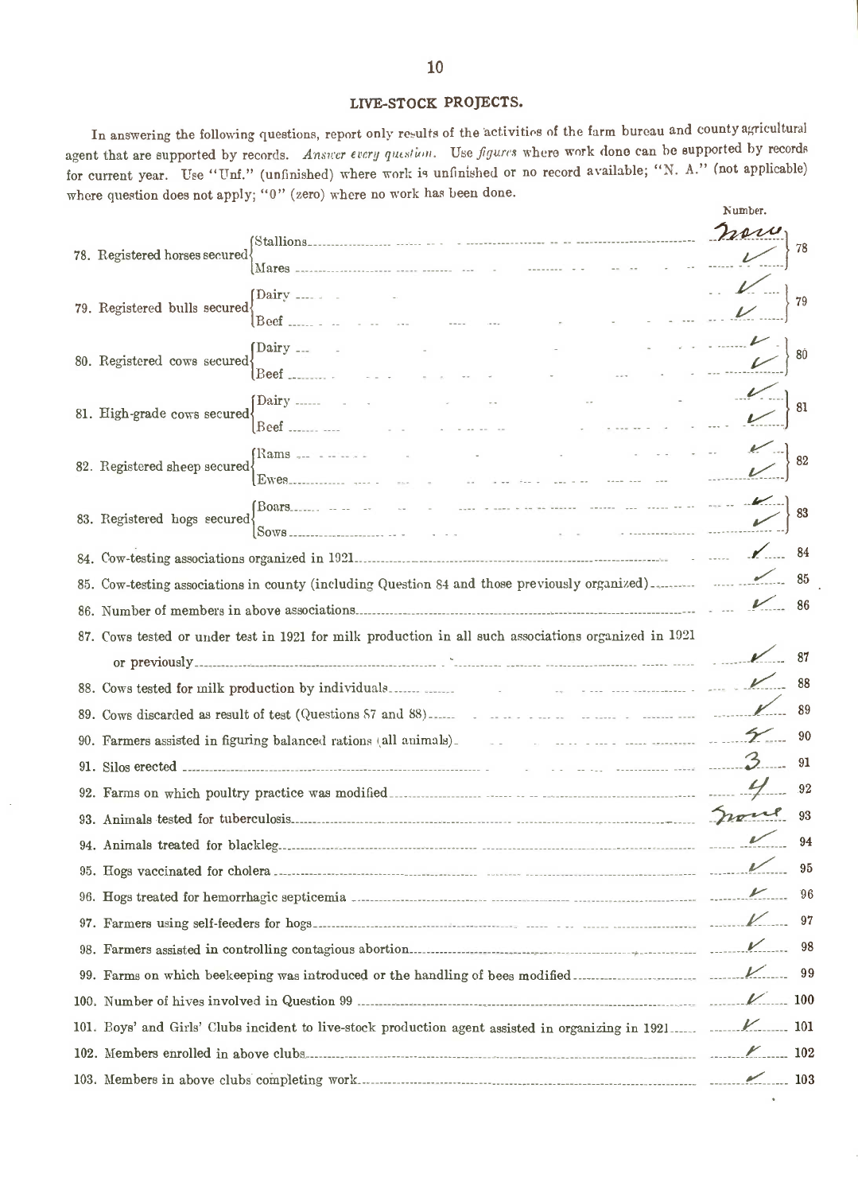## LIVE-STOCK PROJECTS.

In answering the following questions, report only results of the activities of the farm bureau and county agricultural agent that are supported by records. *Answer every question.* Use *figures* where work done can be supported by records for current year. Use "Unf." (unfinished) where work is unfinished or no record available; "N. A." (not applicable) where question does not apply; "0" (zero) where no work has been done.

| Question | | Number. | |
|---|---|---|---|
| 78. Registered horses secured | Stallions | None | 78 |
| | Mares | ✓ | |
| 79. Registered bulls secured | Dairy | ✓ | 79 |
| | Beef | ✓ | |
| 80. Registered cows secured | Dairy | ✓ | 80 |
| | Beef | ✓ | |
| 81. High-grade cows secured | Dairy | ✓ | 81 |
| | Beef | ✓ | |
| 82. Registered sheep secured | Rams | ✓ | 82 |
| | Ewes | ✓ | |
| 83. Registered hogs secured | Boars | ✓ | 83 |
| | Sows | ✓ | |
| 84. Cow-testing associations organized in 1921 | | ✓ | 84 |
| 85. Cow-testing associations in county (including Question 84 and those previously organized) | | ✓ | 85 |
| 86. Number of members in above associations | | ✓ | 86 |
| 87. Cows tested or under test in 1921 for milk production in all such associations organized in 1921 or previously | | ✓ | 87 |
| 88. Cows tested for milk production by individuals | | ✓ | 88 |
| 89. Cows discarded as result of test (Questions 87 and 88) | | ✓ | 89 |
| 90. Farmers assisted in figuring balanced rations (all animals) | | 5 | 90 |
| 91. Silos erected | | 3 | 91 |
| 92. Farms on which poultry practice was modified | | 4 | 92 |
| 93. Animals tested for tuberculosis | | None | 93 |
| 94. Animals treated for blackleg | | ✓ | 94 |
| 95. Hogs vaccinated for cholera | | ✓ | 95 |
| 96. Hogs treated for hemorrhagic septicemia | | ✓ | 96 |
| 97. Farmers using self-feeders for hogs | | ✓ | 97 |
| 98. Farmers assisted in controlling contagious abortion | | ✓ | 98 |
| 99. Farms on which beekeeping was introduced or the handling of bees modified | | ✓ | 99 |
| 100. Number of hives involved in Question 99 | | ✓ | 100 |
| 101. Boys' and Girls' Clubs incident to live-stock production agent assisted in organizing in 1921 | | ✓ | 101 |
| 102. Members enrolled in above clubs | | ✓ | 102 |
| 103. Members in above clubs completing work | | ✓ | 103 |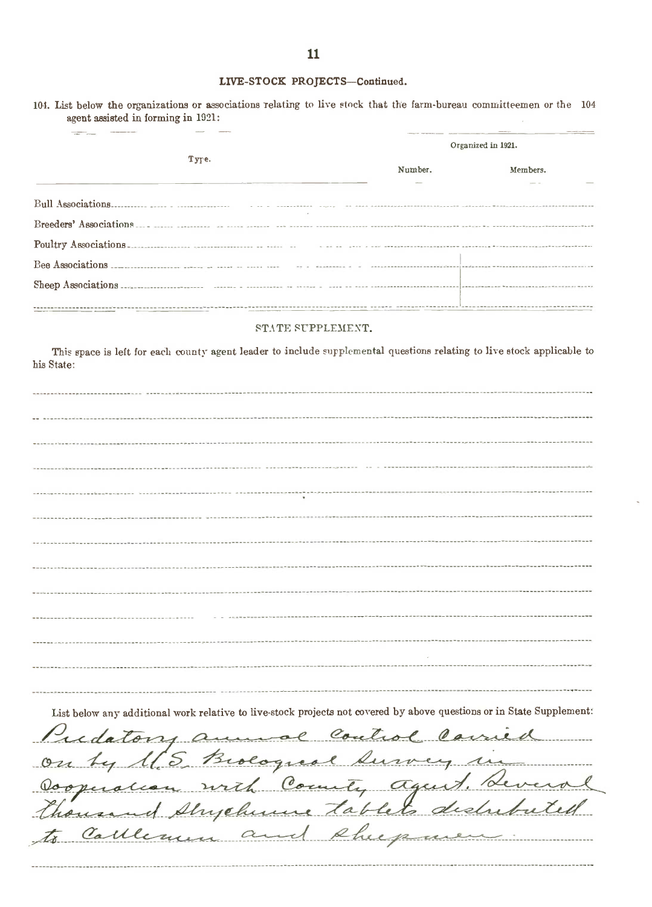## LIVE-STOCK PROJECTS—Continued.

104. List below the organizations or associations relating to live stock that the farm-bureau committeemen or the agent assisted in forming in 1921: 104

| Type. | Organized in 1921. | |
|---|---|---|
| | Number. | Members. |
| Bull Associations | | |
| Breeders' Associations | | |
| Poultry Associations | | |
| Bee Associations | | |
| Sheep Associations | | |

### STATE SUPPLEMENT.

This space is left for each county agent leader to include supplemental questions relating to live stock applicable to his State:

List below any additional work relative to live-stock projects not covered by above questions or in State Supplement:

Predatory animal control carried on by U.S. Biological Survey in cooperation with County agent. Several thousand strychnine tablets distributed to cattlemen and sheepmen.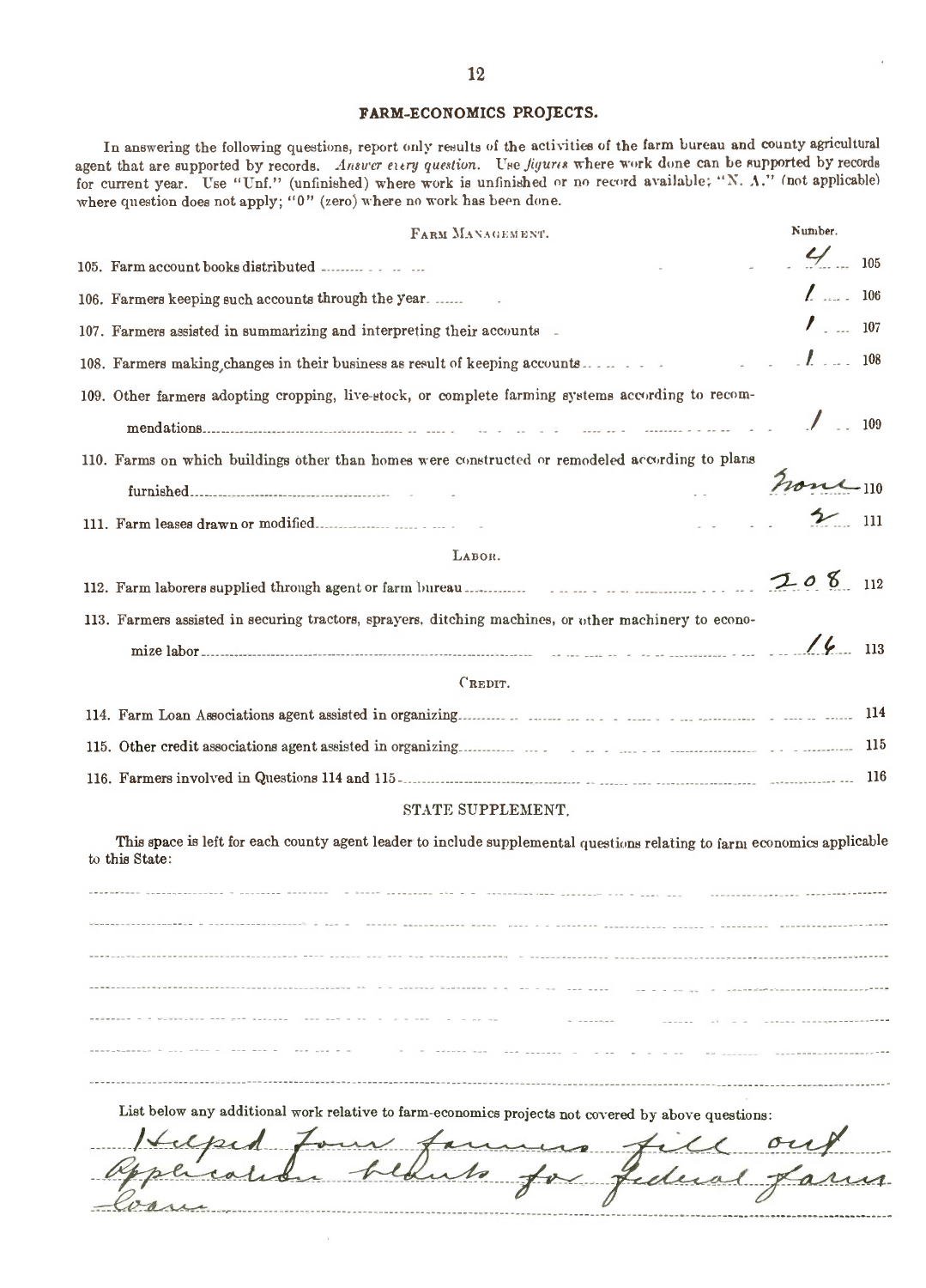## FARM-ECONOMICS PROJECTS.

In answering the following questions, report only results of the activities of the farm bureau and county agricultural agent that are supported by records. *Answer every question.* Use *figures* where work done can be supported by records for current year. Use "Unf." (unfinished) where work is unfinished or no record available; "N. A." (not applicable) where question does not apply; "0" (zero) where no work has been done.

### FARM MANAGEMENT.

| | Number. | |
|---|---|---|
| 105. Farm account books distributed | 4 | 105 |
| 106. Farmers keeping such accounts through the year | 1 | 106 |
| 107. Farmers assisted in summarizing and interpreting their accounts | 1 | 107 |
| 108. Farmers making changes in their business as result of keeping accounts | 1 | 108 |
| 109. Other farmers adopting cropping, live-stock, or complete farming systems according to recommendations | 1 | 109 |
| 110. Farms on which buildings other than homes were constructed or remodeled according to plans furnished | None | 110 |
| 111. Farm leases drawn or modified | 2 | 111 |

### LABOR.

| | | |
|---|---|---|
| 112. Farm laborers supplied through agent or farm bureau | 208 | 112 |
| 113. Farmers assisted in securing tractors, sprayers, ditching machines, or other machinery to economize labor | 16 | 113 |

### CREDIT.

| | | |
|---|---|---|
| 114. Farm Loan Associations agent assisted in organizing | | 114 |
| 115. Other credit associations agent assisted in organizing | | 115 |
| 116. Farmers involved in Questions 114 and 115 | | 116 |

### STATE SUPPLEMENT.

This space is left for each county agent leader to include supplemental questions relating to farm economics applicable to this State:

List below any additional work relative to farm-economics projects not covered by above questions:

Helped four farmers fill out application blanks for federal farm loans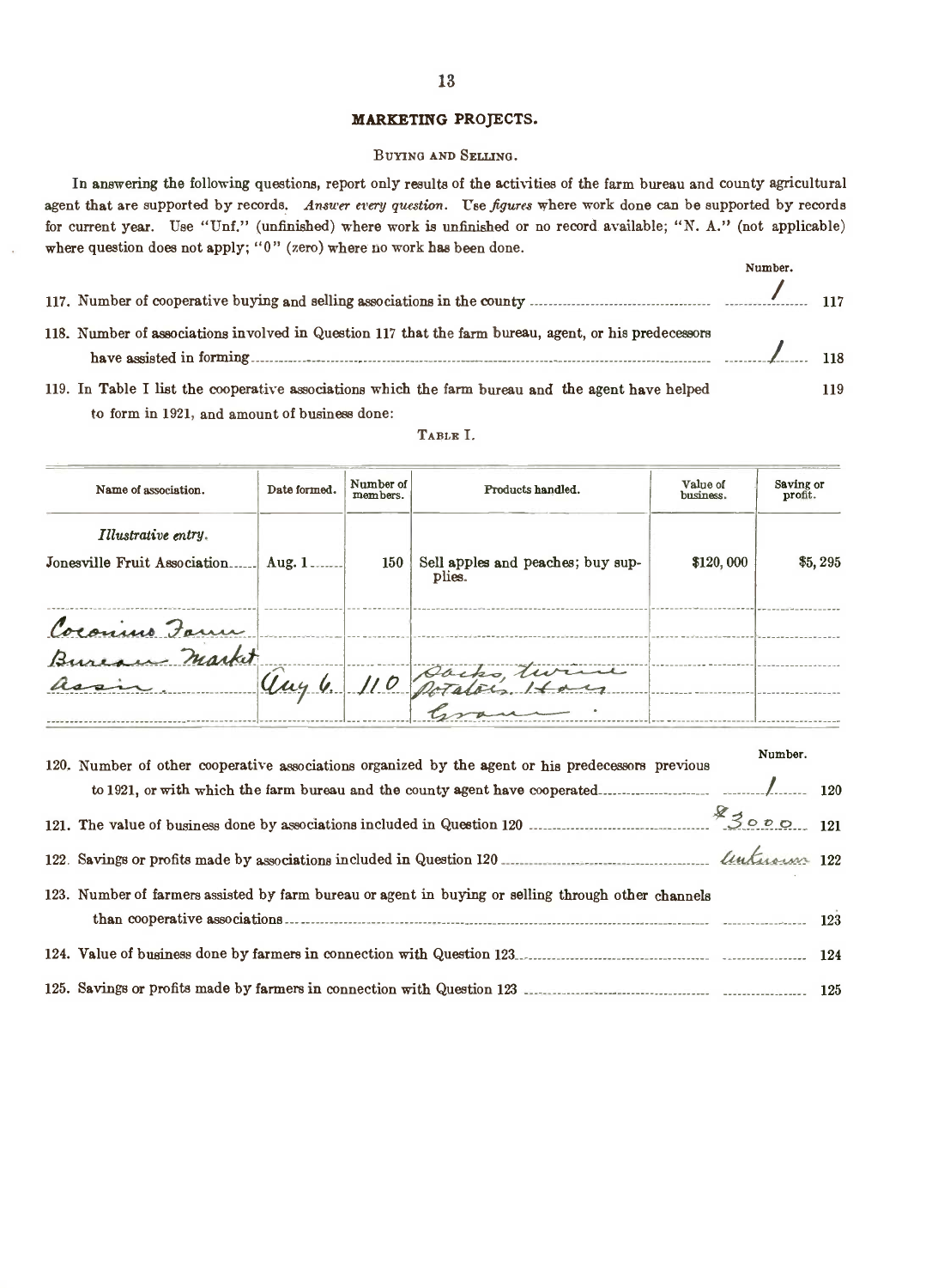## MARKETING PROJECTS.

### BUYING AND SELLING.

In answering the following questions, report only results of the activities of the farm bureau and county agricultural agent that are supported by records. *Answer every question.* Use *figures* where work done can be supported by records for current year. Use "Unf." (unfinished) where work is unfinished or no record available; "N. A." (not applicable) where question does not apply; "0" (zero) where no work has been done.

| | Number. | |
|---|---|---|
| 117. Number of cooperative buying and selling associations in the county | 1 | 117 |
| 118. Number of associations involved in Question 117 that the farm bureau, agent, or his predecessors have assisted in forming | 1 | 118 |
| 119. In Table I list the cooperative associations which the farm bureau and the agent have helped to form in 1921, and amount of business done: | | 119 |

TABLE I.

| Name of association. | Date formed. | Number of members. | Products handled. | Value of business. | Saving or profit. |
|---|---|---|---|---|---|
| *Illustrative entry.* | | | | | |
| Jonesville Fruit Association | Aug. 1 | 150 | Sell apples and peaches; buy supplies. | $120,000 | $5,295 |
| Coconino Farm Bureau Market Assn. | Aug 6. | 110 | Sacks, twine Potatoes, Hay Grain. | | |

| | Number. | |
|---|---|---|
| 120. Number of other cooperative associations organized by the agent or his predecessors previous to 1921, or with which the farm bureau and the county agent have cooperated | 1 | 120 |
| 121. The value of business done by associations included in Question 120 | $3000 | 121 |
| 122. Savings or profits made by associations included in Question 120 | Unknown | 122 |
| 123. Number of farmers assisted by farm bureau or agent in buying or selling through other channels than cooperative associations | | 123 |
| 124. Value of business done by farmers in connection with Question 123 | | 124 |
| 125. Savings or profits made by farmers in connection with Question 123 | | 125 |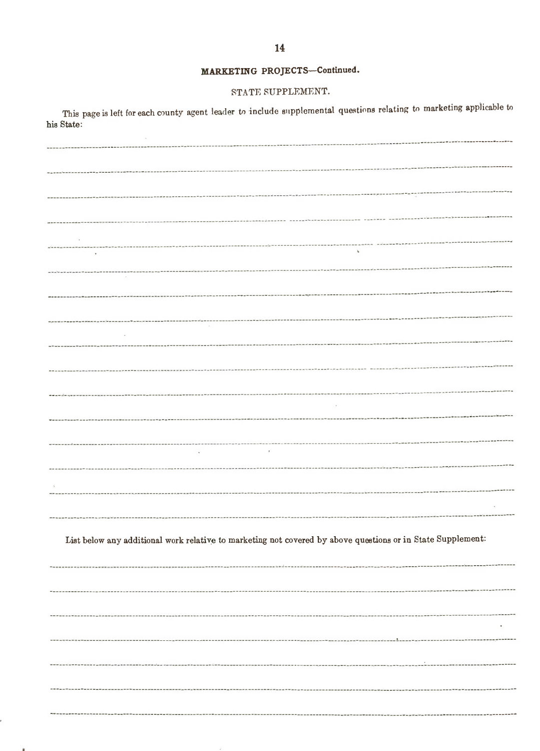## MARKETING PROJECTS—Continued.

### STATE SUPPLEMENT.

This page is left for each county agent leader to include supplemental questions relating to marketing applicable to his State:

List below any additional work relative to marketing not covered by above questions or in State Supplement: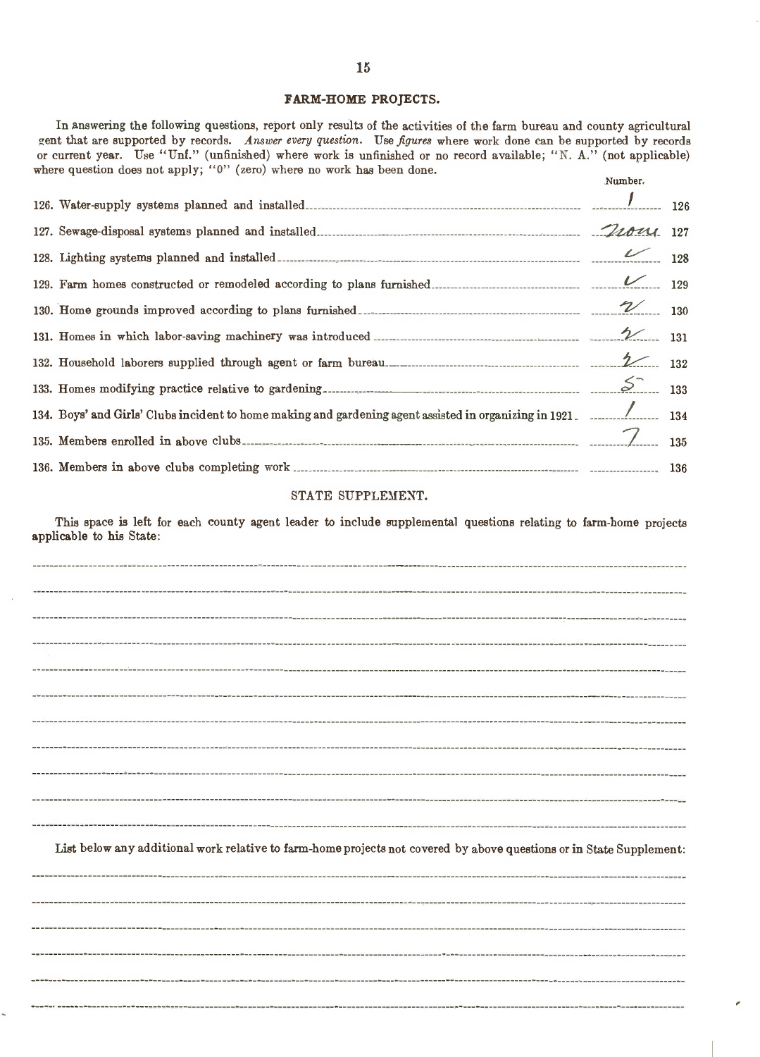## FARM-HOME PROJECTS.

In answering the following questions, report only results of the activities of the farm bureau and county agricultural gent that are supported by records. *Answer every question.* Use *figures* where work done can be supported by records or current year. Use "Unf." (unfinished) where work is unfinished or no record available; "N. A." (not applicable) where question does not apply; "0" (zero) where no work has been done.

| | Number. | |
|---|---|---|
| 126. Water-supply systems planned and installed | 1 | 126 |
| 127. Sewage-disposal systems planned and installed | None | 127 |
| 128. Lighting systems planned and installed | ✓ | 128 |
| 129. Farm homes constructed or remodeled according to plans furnished | ✓ | 129 |
| 130. Home grounds improved according to plans furnished | 2 | 130 |
| 131. Homes in which labor-saving machinery was introduced | 2 | 131 |
| 132. Household laborers supplied through agent or farm bureau | 2 | 132 |
| 133. Homes modifying practice relative to gardening | 5 | 133 |
| 134. Boys' and Girls' Clubs incident to home making and gardening agent assisted in organizing in 1921 | 1 | 134 |
| 135. Members enrolled in above clubs | 7 | 135 |
| 136. Members in above clubs completing work | | 136 |

### STATE SUPPLEMENT.

This space is left for each county agent leader to include supplemental questions relating to farm-home projects applicable to his State:

List below any additional work relative to farm-home projects not covered by above questions or in State Supplement: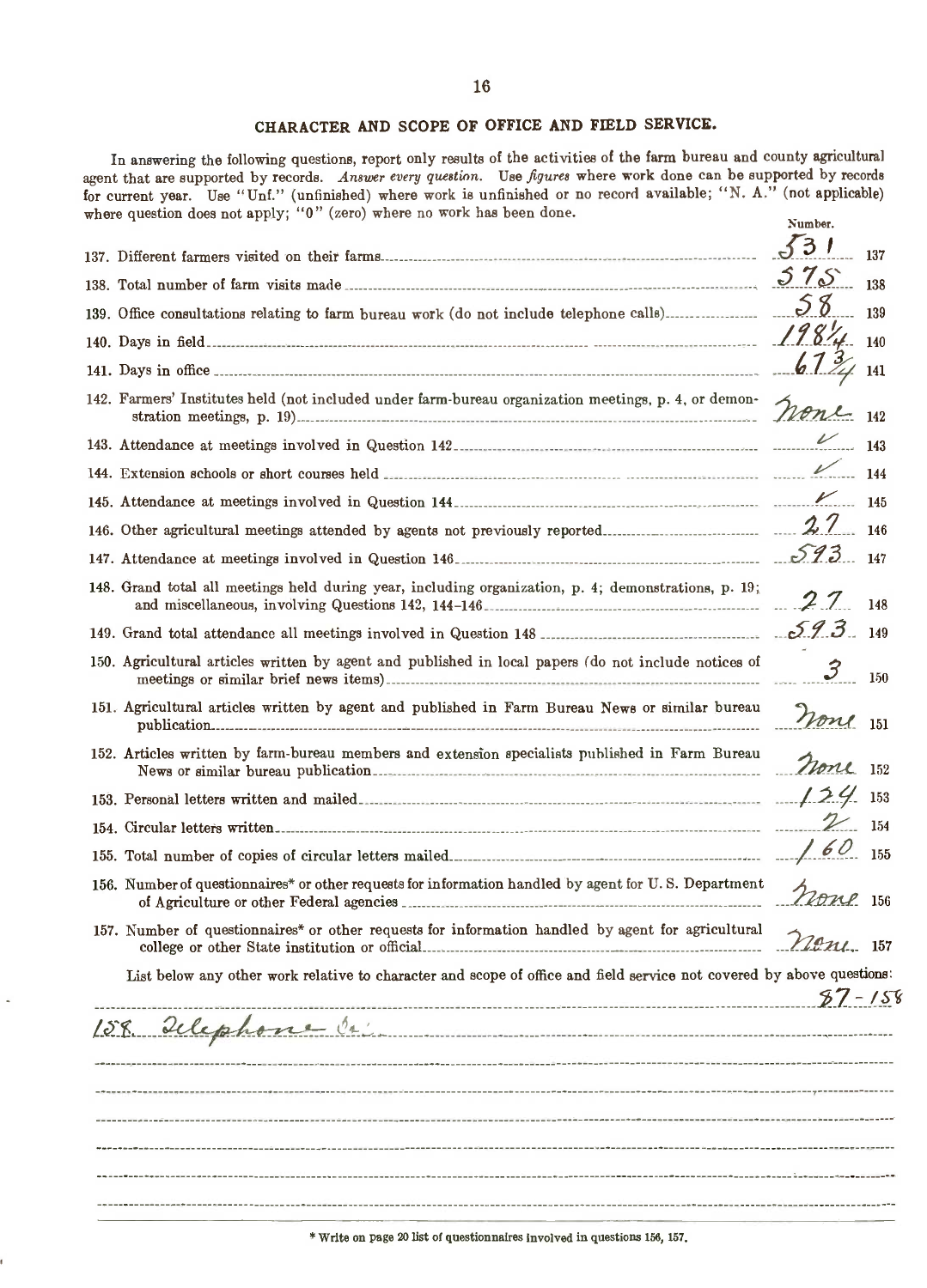## CHARACTER AND SCOPE OF OFFICE AND FIELD SERVICE.

In answering the following questions, report only results of the activities of the farm bureau and county agricultural agent that are supported by records. *Answer every question.* Use *figures* where work done can be supported by records for current year. Use "Unf." (unfinished) where work is unfinished or no record available; "N. A." (not applicable) where question does not apply; "0" (zero) where no work has been done.

| Question | Number. | |
|---|---|---|
| 137. Different farmers visited on their farms | 531 | 137 |
| 138. Total number of farm visits made | 575 | 138 |
| 139. Office consultations relating to farm bureau work (do not include telephone calls) | 58 | 139 |
| 140. Days in field | 198 1/4 | 140 |
| 141. Days in office | 67 3/4 | 141 |
| 142. Farmers' Institutes held (not included under farm-bureau organization meetings, p. 4, or demonstration meetings, p. 19) | none | 142 |
| 143. Attendance at meetings involved in Question 142 | ✓ | 143 |
| 144. Extension schools or short courses held | ✓ | 144 |
| 145. Attendance at meetings involved in Question 144 | ✓ | 145 |
| 146. Other agricultural meetings attended by agents not previously reported | 27 | 146 |
| 147. Attendance at meetings involved in Question 146 | 593 | 147 |
| 148. Grand total all meetings held during year, including organization, p. 4; demonstrations, p. 19; and miscellaneous, involving Questions 142, 144-146 | 27 | 148 |
| 149. Grand total attendance all meetings involved in Question 148 | 593 | 149 |
| 150. Agricultural articles written by agent and published in local papers (do not include notices of meetings or similar brief news items) | 3 | 150 |
| 151. Agricultural articles written by agent and published in Farm Bureau News or similar bureau publication | None | 151 |
| 152. Articles written by farm-bureau members and extension specialists published in Farm Bureau News or similar bureau publication | None | 152 |
| 153. Personal letters written and mailed | 124 | 153 |
| 154. Circular letters written | 2 | 154 |
| 155. Total number of copies of circular letters mailed | 160 | 155 |
| 156. Number of questionnaires* or other requests for information handled by agent for U. S. Department of Agriculture or other Federal agencies | None | 156 |
| 157. Number of questionnaires* or other requests for information handled by agent for agricultural college or other State institution or official | None | 157 |

List below any other work relative to character and scope of office and field service not covered by above questions:

87 - 158

158. Telephone Cal.

\* Write on page 20 list of questionnaires involved in questions 156, 157.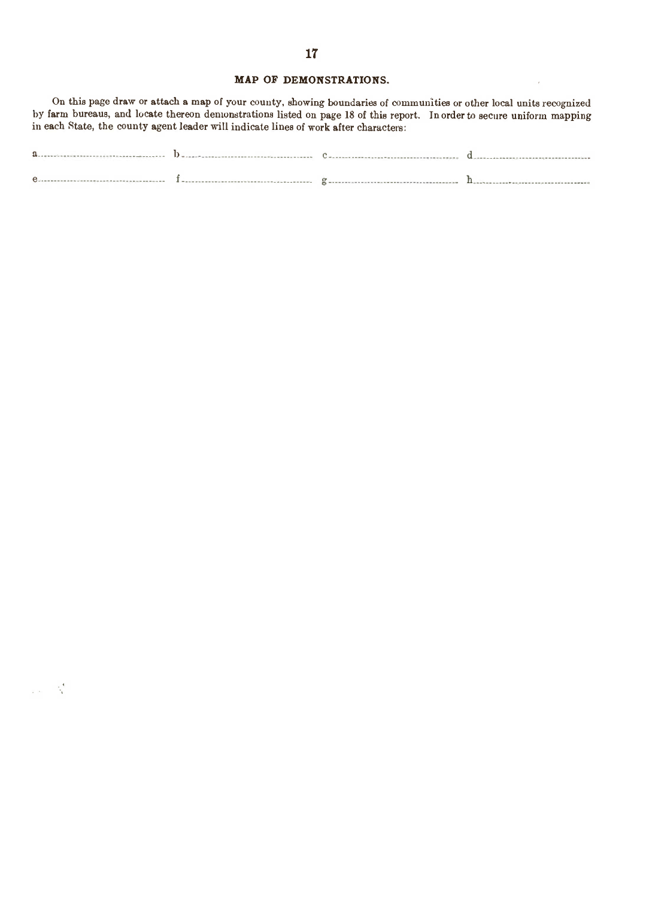## MAP OF DEMONSTRATIONS.

On this page draw or attach a map of your county, showing boundaries of communities or other local units recognized by farm bureaus, and locate thereon demonstrations listed on page 18 of this report. In order to secure uniform mapping in each State, the county agent leader will indicate lines of work after characters:

a.................................... b.................................... c.................................... d....................................

e.................................... f.................................... g.................................... h....................................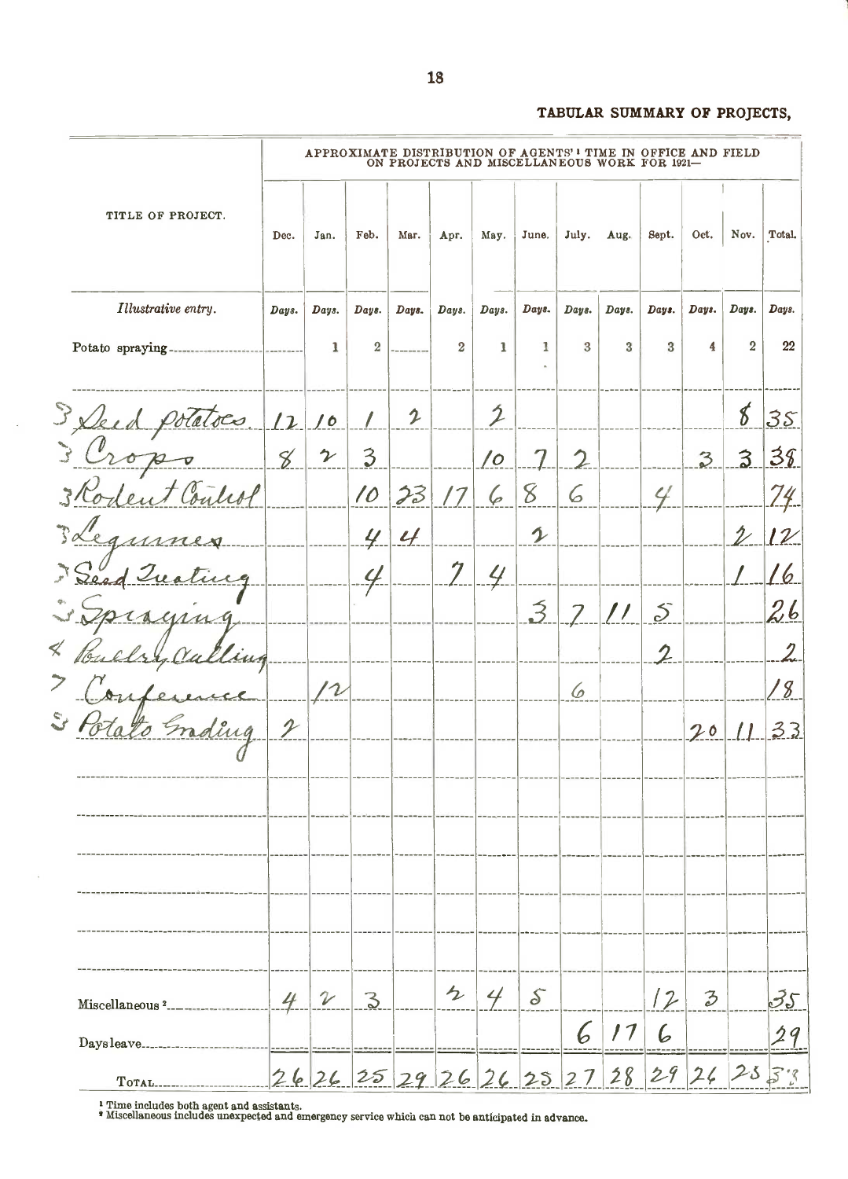## TABULAR SUMMARY OF PROJECTS,

| TITLE OF PROJECT. | APPROXIMATE DISTRIBUTION OF AGENTS'[1] TIME IN OFFICE AND FIELD ON PROJECTS AND MISCELLANEOUS WORK FOR 1921— | | | | | | | | | | | | |
|---|---|---|---|---|---|---|---|---|---|---|---|---|---|
| | Dec. | Jan. | Feb. | Mar. | Apr. | May. | June. | July. | Aug. | Sept. | Oct. | Nov. | Total. |
| *Illustrative entry.* | *Days.* | *Days.* | *Days.* | *Days.* | *Days.* | *Days.* | *Days.* | *Days.* | *Days.* | *Days.* | *Days.* | *Days.* | *Days.* |
| Potato spraying | | 1 | 2 | | 2 | 1 | 1 | 3 | 3 | 3 | 4 | 2 | 22 |
| 3 Seed potatoes | 12 | 10 | 1 | 2 | | 2 | | | | | | 8 | 35 |
| 3 Crops | 8 | 2 | 3 | | | 10 | 7 | 2 | | | 3 | 3 | 38 |
| 3 Rodent Control | | | 10 | 23 | 17 | 6 | 8 | 6 | | 4 | | | 74 |
| 3 Legumes | | | 4 | 4 | | | 2 | | | | | 2 | 12 |
| 3 Seed Treating | | | 4 | | 7 | 4 | | | | | | 1 | 16 |
| 3 Spraying | | | | | | | 3 | 7 | 11 | 5 | | | 26 |
| 4 Poultry Culling | | | | | | | | | | 2 | | | 2 |
| 7 Conference | | 12 | | | | | | 6 | | | | | 18 |
| 3 Potato Grading | 2 | | | | | | | | | | 20 | 11 | 33 |
| Miscellaneous[2] | 4 | 2 | 3 | | 2 | 4 | 5 | | | 12 | 3 | | 35 |
| Days leave | | | | | | | | 6 | 17 | 6 | | | 29 |
| TOTAL | 26 | 26 | 25 | 29 | 26 | 26 | 25 | 27 | 28 | 29 | 26 | 25 | 318 |

[1] Time includes both agent and assistants.
[2] Miscellaneous includes unexpected and emergency service which can not be anticipated in advance.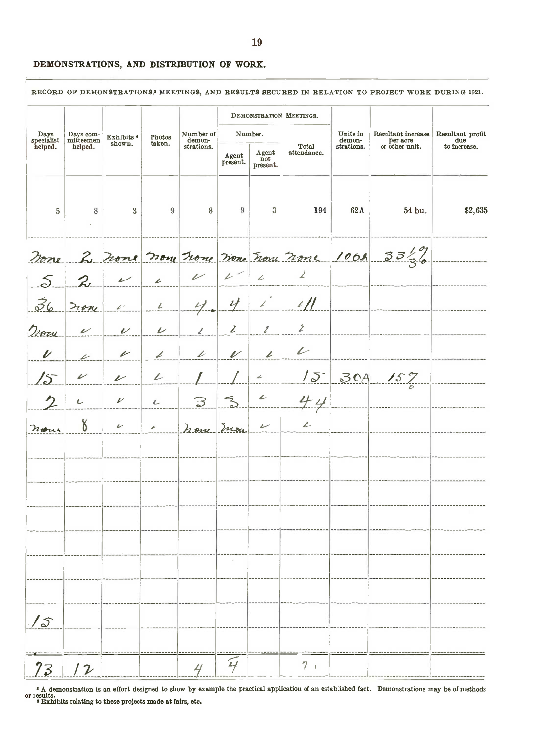## DEMONSTRATIONS, AND DISTRIBUTION OF WORK.

RECORD OF DEMONSTRATIONS,[3] MEETINGS, AND RESULTS SECURED IN RELATION TO PROJECT WORK DURING 1921.

| Days specialist helped. | Days committeemen helped. | Exhibits[4] shown. | Photos taken. | Number of demonstrations. | Demonstration Meetings. Number. Agent present. | Agent not present. | Total attendance. | Units in demonstrations. | Resultant increase per acre or other unit. | Resultant profit due to increase. |
|---|---|---|---|---|---|---|---|---|---|---|
| 5 | 8 | 3 | 9 | 8 | 9 | 3 | 194 | 62A | 54 bu. | $2,635 |
| none | 2 | none | none | none | none | none | none | 100A | $33\frac{1}{3}$% | |
| 5 | 2 | " | " | " | " | " | " | | | |
| 36 | none | " | " | 4 | 4 | " | "/1 | | | |
| none | " | " | " | " | " | " | " | | | |
| " | " | " | " | " | " | " | " | | | |
| 15 | " | " | " | 1 | 1 | " | 15 | 30A | 15% | |
| 2 | " | " | " | 3 | 3 | " | 44 | | | |
| none | 8 | " | " | none | none | " | " | | | |
| | | | | | | | | | | |
| | | | | | | | | | | |
| | | | | | | | | | | |
| | | | | | | | | | | |
| | | | | | | | | | | |
| | | | | | | | | | | |
| 15 | | | | | | | | | | |
| | | | | | | | | | | |
| 73 | 12 | | | 4 | 4 | | 7 | | | |

[3] A demonstration is an effort designed to show by example the practical application of an established fact. Demonstrations may be of methods or results.

[4] Exhibits relating to these projects made at fairs, etc.